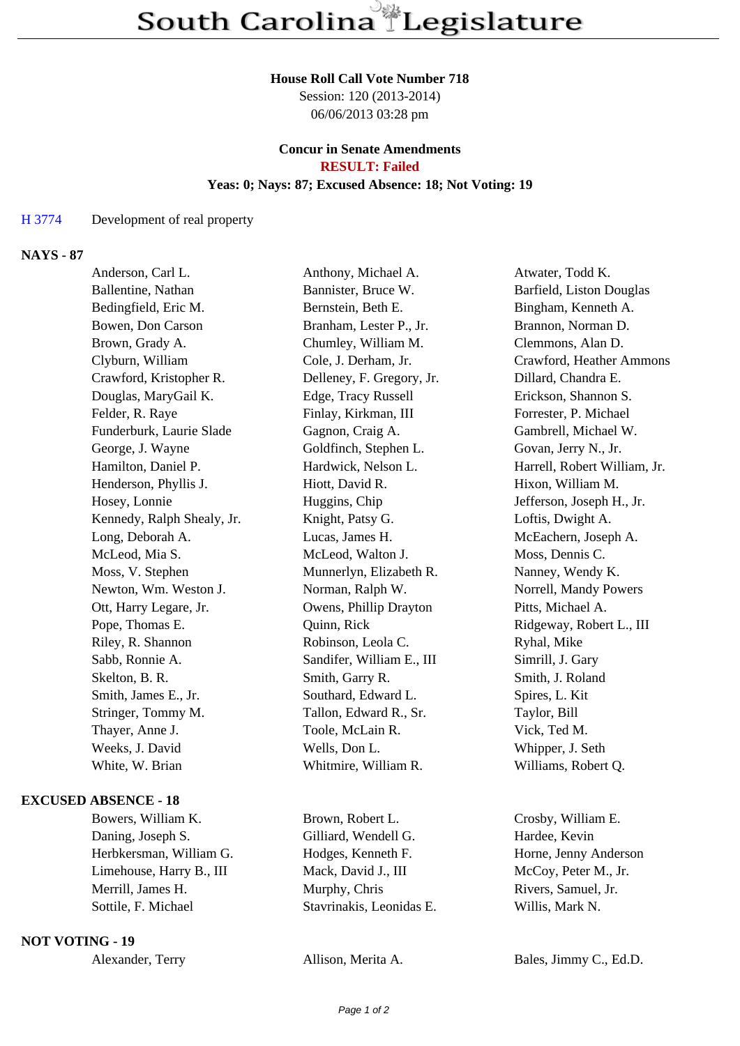# South Carolina Legislature

**House Roll Call Vote Number 718**
Session: 120 (2013-2014)
06/06/2013 03:28 pm

**Concur in Senate Amendments**
**RESULT: Failed**
**Yeas: 0; Nays: 87; Excused Absence: 18; Not Voting: 19**

H 3774 Development of real property

## NAYS - 87

| | | |
|---|---|---|
| Anderson, Carl L. | Anthony, Michael A. | Atwater, Todd K. |
| Ballentine, Nathan | Bannister, Bruce W. | Barfield, Liston Douglas |
| Bedingfield, Eric M. | Bernstein, Beth E. | Bingham, Kenneth A. |
| Bowen, Don Carson | Branham, Lester P., Jr. | Brannon, Norman D. |
| Brown, Grady A. | Chumley, William M. | Clemmons, Alan D. |
| Clyburn, William | Cole, J. Derham, Jr. | Crawford, Heather Ammons |
| Crawford, Kristopher R. | Delleney, F. Gregory, Jr. | Dillard, Chandra E. |
| Douglas, MaryGail K. | Edge, Tracy Russell | Erickson, Shannon S. |
| Felder, R. Raye | Finlay, Kirkman, III | Forrester, P. Michael |
| Funderburk, Laurie Slade | Gagnon, Craig A. | Gambrell, Michael W. |
| George, J. Wayne | Goldfinch, Stephen L. | Govan, Jerry N., Jr. |
| Hamilton, Daniel P. | Hardwick, Nelson L. | Harrell, Robert William, Jr. |
| Henderson, Phyllis J. | Hiott, David R. | Hixon, William M. |
| Hosey, Lonnie | Huggins, Chip | Jefferson, Joseph H., Jr. |
| Kennedy, Ralph Shealy, Jr. | Knight, Patsy G. | Loftis, Dwight A. |
| Long, Deborah A. | Lucas, James H. | McEachern, Joseph A. |
| McLeod, Mia S. | McLeod, Walton J. | Moss, Dennis C. |
| Moss, V. Stephen | Munnerlyn, Elizabeth R. | Nanney, Wendy K. |
| Newton, Wm. Weston J. | Norman, Ralph W. | Norrell, Mandy Powers |
| Ott, Harry Legare, Jr. | Owens, Phillip Drayton | Pitts, Michael A. |
| Pope, Thomas E. | Quinn, Rick | Ridgeway, Robert L., III |
| Riley, R. Shannon | Robinson, Leola C. | Ryhal, Mike |
| Sabb, Ronnie A. | Sandifer, William E., III | Simrill, J. Gary |
| Skelton, B. R. | Smith, Garry R. | Smith, J. Roland |
| Smith, James E., Jr. | Southard, Edward L. | Spires, L. Kit |
| Stringer, Tommy M. | Tallon, Edward R., Sr. | Taylor, Bill |
| Thayer, Anne J. | Toole, McLain R. | Vick, Ted M. |
| Weeks, J. David | Wells, Don L. | Whipper, J. Seth |
| White, W. Brian | Whitmire, William R. | Williams, Robert Q. |

## EXCUSED ABSENCE - 18

| | | |
|---|---|---|
| Bowers, William K. | Brown, Robert L. | Crosby, William E. |
| Daning, Joseph S. | Gilliard, Wendell G. | Hardee, Kevin |
| Herbkersman, William G. | Hodges, Kenneth F. | Horne, Jenny Anderson |
| Limehouse, Harry B., III | Mack, David J., III | McCoy, Peter M., Jr. |
| Merrill, James H. | Murphy, Chris | Rivers, Samuel, Jr. |
| Sottile, F. Michael | Stavrinakis, Leonidas E. | Willis, Mark N. |

## NOT VOTING - 19

| | | |
|---|---|---|
| Alexander, Terry | Allison, Merita A. | Bales, Jimmy C., Ed.D. |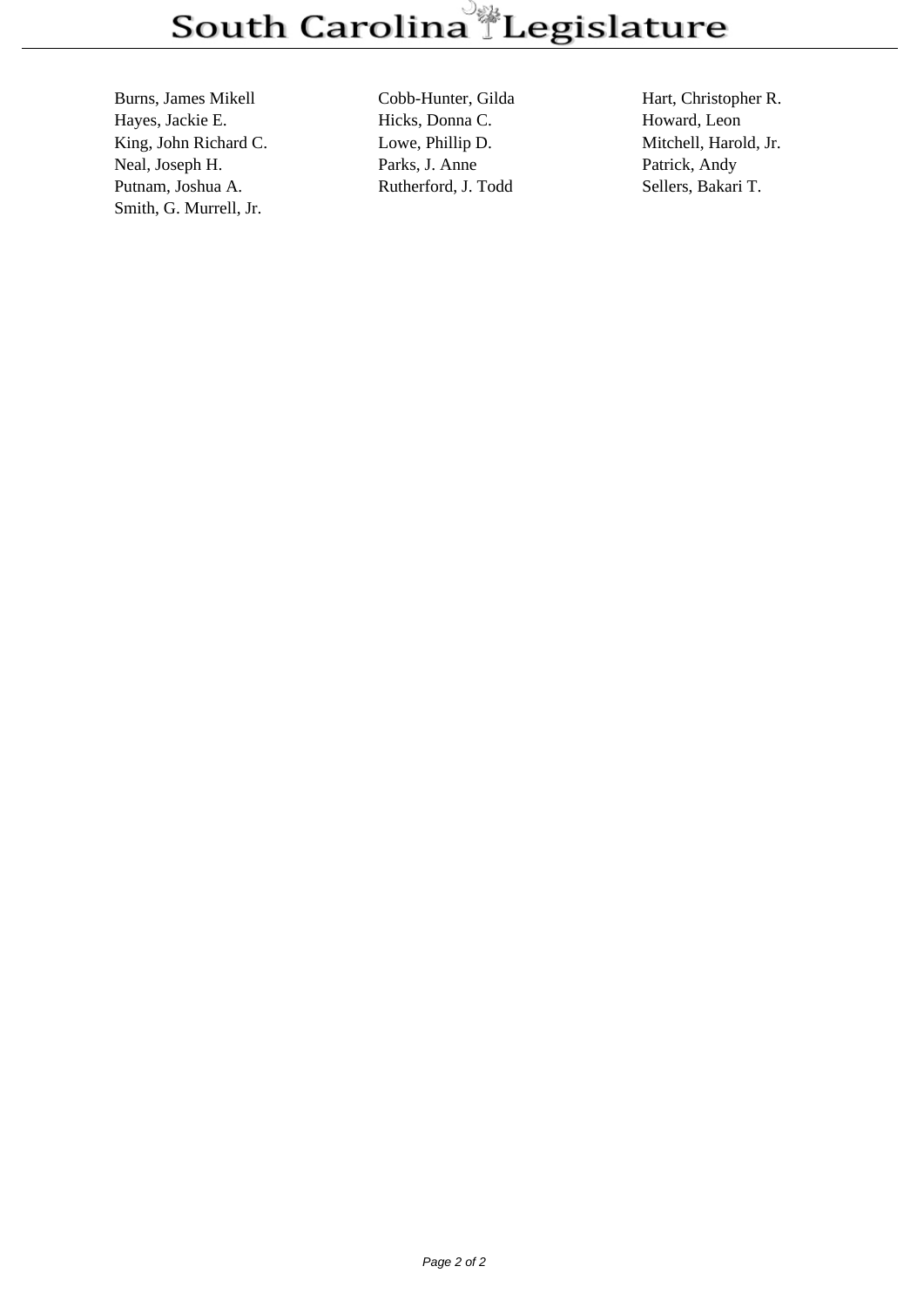Burns, James Mikell
Cobb-Hunter, Gilda
Hart, Christopher R.
Hayes, Jackie E.
Hicks, Donna C.
Howard, Leon
King, John Richard C.
Lowe, Phillip D.
Mitchell, Harold, Jr.
Neal, Joseph H.
Parks, J. Anne
Patrick, Andy
Putnam, Joshua A.
Rutherford, J. Todd
Sellers, Bakari T.
Smith, G. Murrell, Jr.